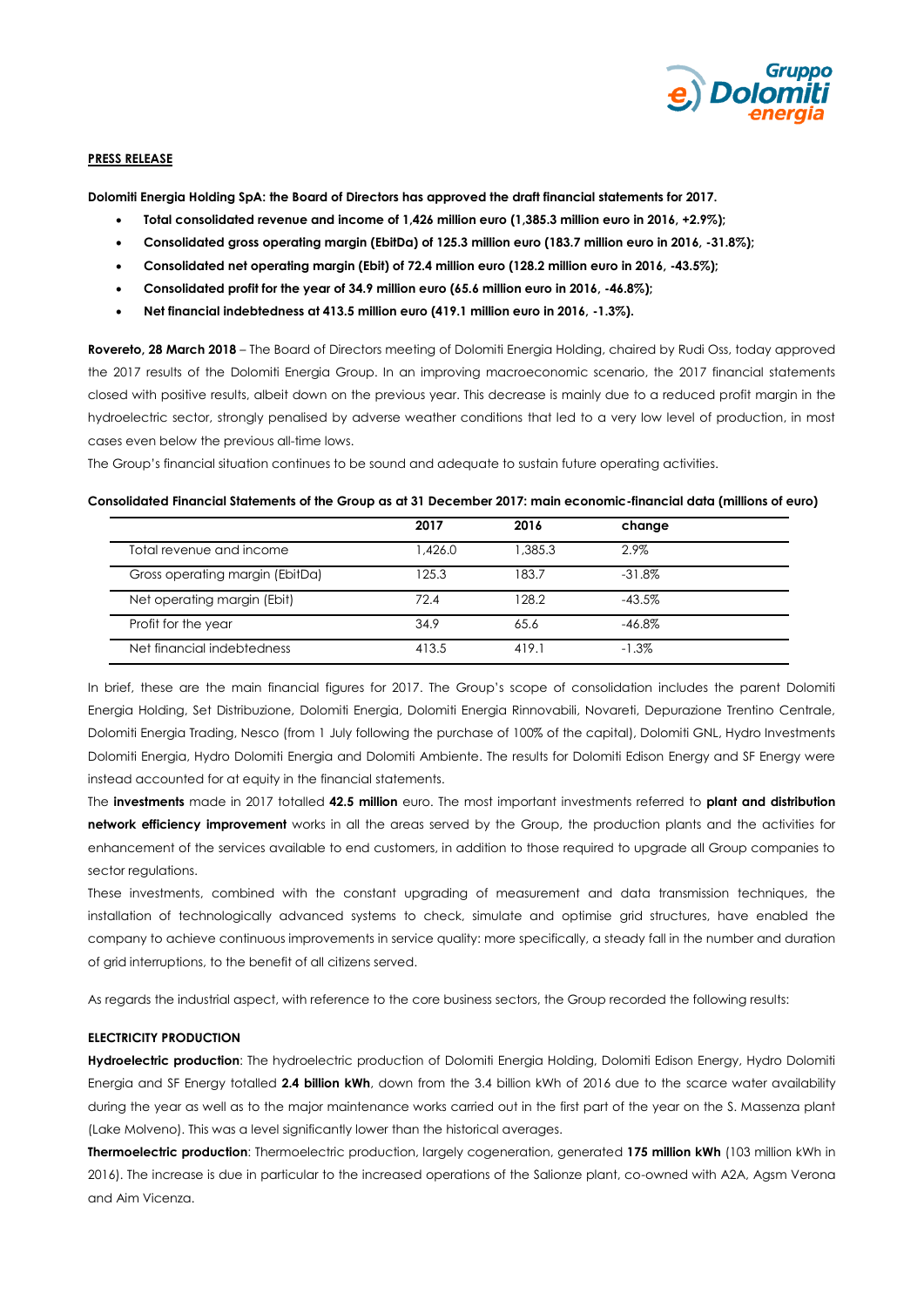**PRESS RELEASE**

**Dolomiti Energia Holding SpA: the Board of Directors has approved the draft financial statements for 2017.**

- **Total consolidated revenue and income of 1,426 million euro (1,385.3 million euro in 2016, +2.9%);**
- **Consolidated gross operating margin (EbitDa) of 125.3 million euro (183.7 million euro in 2016, -31.8%);**
- **Consolidated net operating margin (Ebit) of 72.4 million euro (128.2 million euro in 2016, -43.5%);**
- **Consolidated profit for the year of 34.9 million euro (65.6 million euro in 2016, -46.8%);**
- **Net financial indebtedness at 413.5 million euro (419.1 million euro in 2016, -1.3%).**

**Rovereto, 28 March 2018** – The Board of Directors meeting of Dolomiti Energia Holding, chaired by Rudi Oss, today approved the 2017 results of the Dolomiti Energia Group. In an improving macroeconomic scenario, the 2017 financial statements closed with positive results, albeit down on the previous year. This decrease is mainly due to a reduced profit margin in the hydroelectric sector, strongly penalised by adverse weather conditions that led to a very low level of production, in most cases even below the previous all-time lows.

The Group's financial situation continues to be sound and adequate to sustain future operating activities.

**Consolidated Financial Statements of the Group as at 31 December 2017: main economic-financial data (millions of euro)**

| | 2017 | 2016 | change |
|---|---|---|---|
| Total revenue and income | 1,426.0 | 1,385.3 | 2.9% |
| Gross operating margin (EbitDa) | 125.3 | 183.7 | -31.8% |
| Net operating margin (Ebit) | 72.4 | 128.2 | -43.5% |
| Profit for the year | 34.9 | 65.6 | -46.8% |
| Net financial indebtedness | 413.5 | 419.1 | -1.3% |

In brief, these are the main financial figures for 2017. The Group's scope of consolidation includes the parent Dolomiti Energia Holding, Set Distribuzione, Dolomiti Energia, Dolomiti Energia Rinnovabili, Novareti, Depurazione Trentino Centrale, Dolomiti Energia Trading, Nesco (from 1 July following the purchase of 100% of the capital), Dolomiti GNL, Hydro Investments Dolomiti Energia, Hydro Dolomiti Energia and Dolomiti Ambiente. The results for Dolomiti Edison Energy and SF Energy were instead accounted for at equity in the financial statements.

The **investments** made in 2017 totalled **42.5 million** euro. The most important investments referred to **plant and distribution network efficiency improvement** works in all the areas served by the Group, the production plants and the activities for enhancement of the services available to end customers, in addition to those required to upgrade all Group companies to sector regulations.

These investments, combined with the constant upgrading of measurement and data transmission techniques, the installation of technologically advanced systems to check, simulate and optimise grid structures, have enabled the company to achieve continuous improvements in service quality: more specifically, a steady fall in the number and duration of grid interruptions, to the benefit of all citizens served.

As regards the industrial aspect, with reference to the core business sectors, the Group recorded the following results:

**ELECTRICITY PRODUCTION**

**Hydroelectric production**: The hydroelectric production of Dolomiti Energia Holding, Dolomiti Edison Energy, Hydro Dolomiti Energia and SF Energy totalled **2.4 billion kWh**, down from the 3.4 billion kWh of 2016 due to the scarce water availability during the year as well as to the major maintenance works carried out in the first part of the year on the S. Massenza plant (Lake Molveno). This was a level significantly lower than the historical averages.

**Thermoelectric production**: Thermoelectric production, largely cogeneration, generated **175 million kWh** (103 million kWh in 2016). The increase is due in particular to the increased operations of the Salionze plant, co-owned with A2A, Agsm Verona and Aim Vicenza.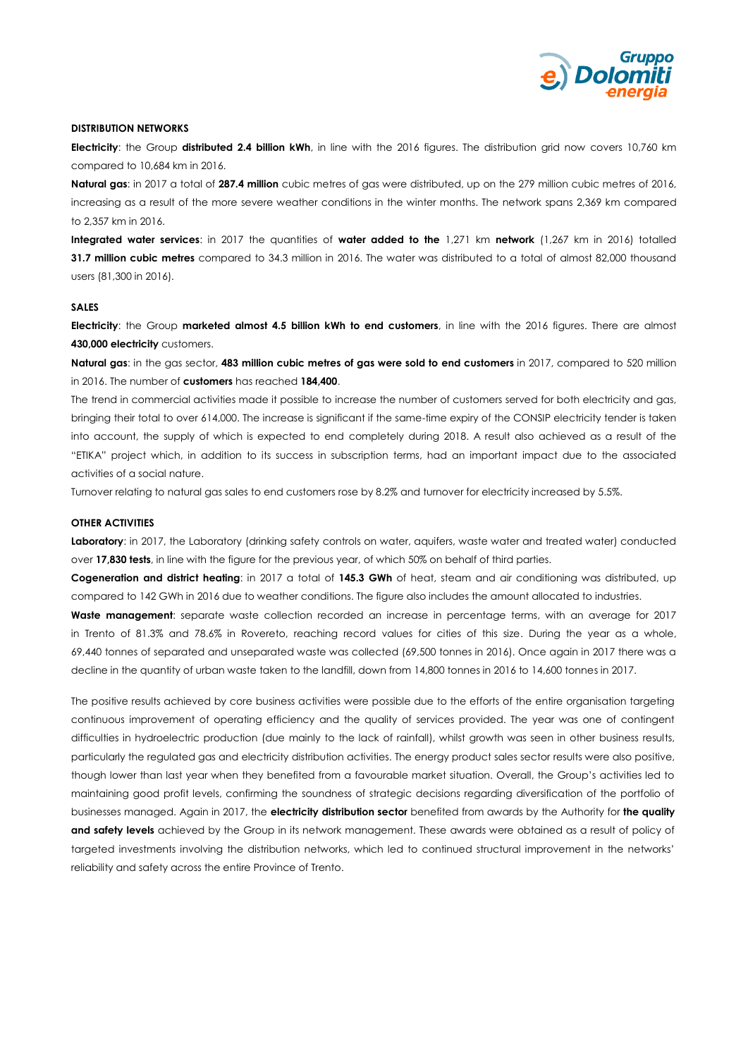**DISTRIBUTION NETWORKS**

**Electricity**: the Group **distributed 2.4 billion kWh**, in line with the 2016 figures. The distribution grid now covers 10,760 km compared to 10,684 km in 2016.

**Natural gas**: in 2017 a total of **287.4 million** cubic metres of gas were distributed, up on the 279 million cubic metres of 2016, increasing as a result of the more severe weather conditions in the winter months. The network spans 2,369 km compared to 2,357 km in 2016.

**Integrated water services**: in 2017 the quantities of **water added to the** 1,271 km **network** (1,267 km in 2016) totalled **31.7 million cubic metres** compared to 34.3 million in 2016. The water was distributed to a total of almost 82,000 thousand users (81,300 in 2016).

**SALES**

**Electricity**: the Group **marketed almost 4.5 billion kWh to end customers**, in line with the 2016 figures. There are almost **430,000 electricity** customers.

**Natural gas**: in the gas sector, **483 million cubic metres of gas were sold to end customers** in 2017, compared to 520 million in 2016. The number of **customers** has reached **184,400**.

The trend in commercial activities made it possible to increase the number of customers served for both electricity and gas, bringing their total to over 614,000. The increase is significant if the same-time expiry of the CONSIP electricity tender is taken into account, the supply of which is expected to end completely during 2018. A result also achieved as a result of the "ETIKA" project which, in addition to its success in subscription terms, had an important impact due to the associated activities of a social nature.

Turnover relating to natural gas sales to end customers rose by 8.2% and turnover for electricity increased by 5.5%.

**OTHER ACTIVITIES**

**Laboratory**: in 2017, the Laboratory (drinking safety controls on water, aquifers, waste water and treated water) conducted over **17,830 tests**, in line with the figure for the previous year, of which 50% on behalf of third parties.

**Cogeneration and district heating**: in 2017 a total of **145.3 GWh** of heat, steam and air conditioning was distributed, up compared to 142 GWh in 2016 due to weather conditions. The figure also includes the amount allocated to industries.

**Waste management**: separate waste collection recorded an increase in percentage terms, with an average for 2017 in Trento of 81.3% and 78.6% in Rovereto, reaching record values for cities of this size. During the year as a whole, 69,440 tonnes of separated and unseparated waste was collected (69,500 tonnes in 2016). Once again in 2017 there was a decline in the quantity of urban waste taken to the landfill, down from 14,800 tonnes in 2016 to 14,600 tonnes in 2017.

The positive results achieved by core business activities were possible due to the efforts of the entire organisation targeting continuous improvement of operating efficiency and the quality of services provided. The year was one of contingent difficulties in hydroelectric production (due mainly to the lack of rainfall), whilst growth was seen in other business results, particularly the regulated gas and electricity distribution activities. The energy product sales sector results were also positive, though lower than last year when they benefited from a favourable market situation. Overall, the Group's activities led to maintaining good profit levels, confirming the soundness of strategic decisions regarding diversification of the portfolio of businesses managed. Again in 2017, the **electricity distribution sector** benefited from awards by the Authority for **the quality and safety levels** achieved by the Group in its network management. These awards were obtained as a result of policy of targeted investments involving the distribution networks, which led to continued structural improvement in the networks' reliability and safety across the entire Province of Trento.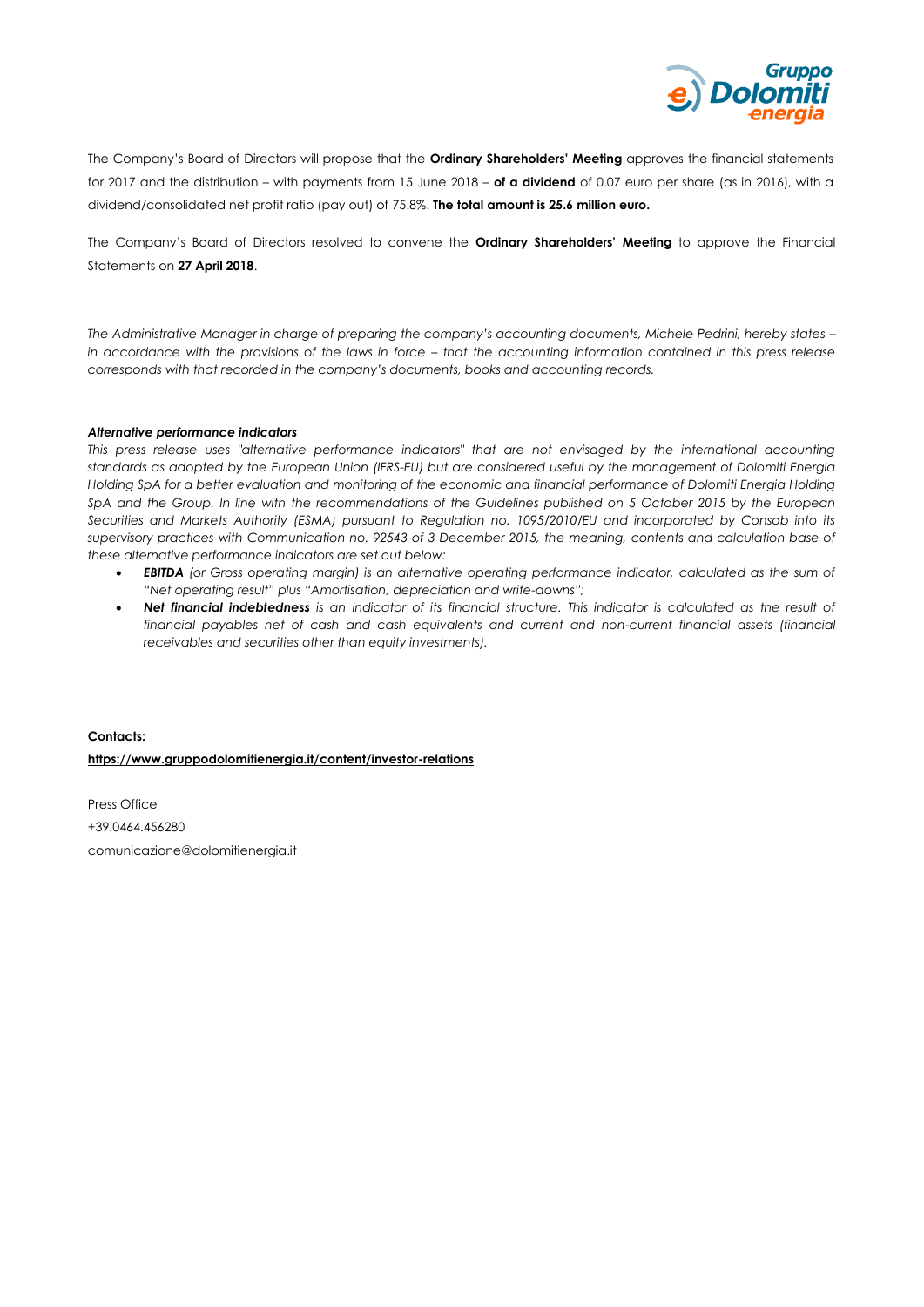The Company's Board of Directors will propose that the **Ordinary Shareholders' Meeting** approves the financial statements for 2017 and the distribution – with payments from 15 June 2018 – **of a dividend** of 0.07 euro per share (as in 2016), with a dividend/consolidated net profit ratio (pay out) of 75.8%. **The total amount is 25.6 million euro.**

The Company's Board of Directors resolved to convene the **Ordinary Shareholders' Meeting** to approve the Financial Statements on **27 April 2018**.

*The Administrative Manager in charge of preparing the company's accounting documents, Michele Pedrini, hereby states – in accordance with the provisions of the laws in force – that the accounting information contained in this press release corresponds with that recorded in the company's documents, books and accounting records.*

***Alternative performance indicators***

*This press release uses "alternative performance indicators" that are not envisaged by the international accounting standards as adopted by the European Union (IFRS-EU) but are considered useful by the management of Dolomiti Energia Holding SpA for a better evaluation and monitoring of the economic and financial performance of Dolomiti Energia Holding SpA and the Group. In line with the recommendations of the Guidelines published on 5 October 2015 by the European Securities and Markets Authority (ESMA) pursuant to Regulation no. 1095/2010/EU and incorporated by Consob into its supervisory practices with Communication no. 92543 of 3 December 2015, the meaning, contents and calculation base of these alternative performance indicators are set out below:*

- ***EBITDA** (or Gross operating margin) is an alternative operating performance indicator, calculated as the sum of "Net operating result" plus "Amortisation, depreciation and write-downs";*
- ***Net financial indebtedness** is an indicator of its financial structure. This indicator is calculated as the result of financial payables net of cash and cash equivalents and current and non-current financial assets (financial receivables and securities other than equity investments).*

**Contacts:**

**https://www.gruppodolomitienergia.it/content/investor-relations**

Press Office

+39.0464.456280

comunicazione@dolomitienergia.it